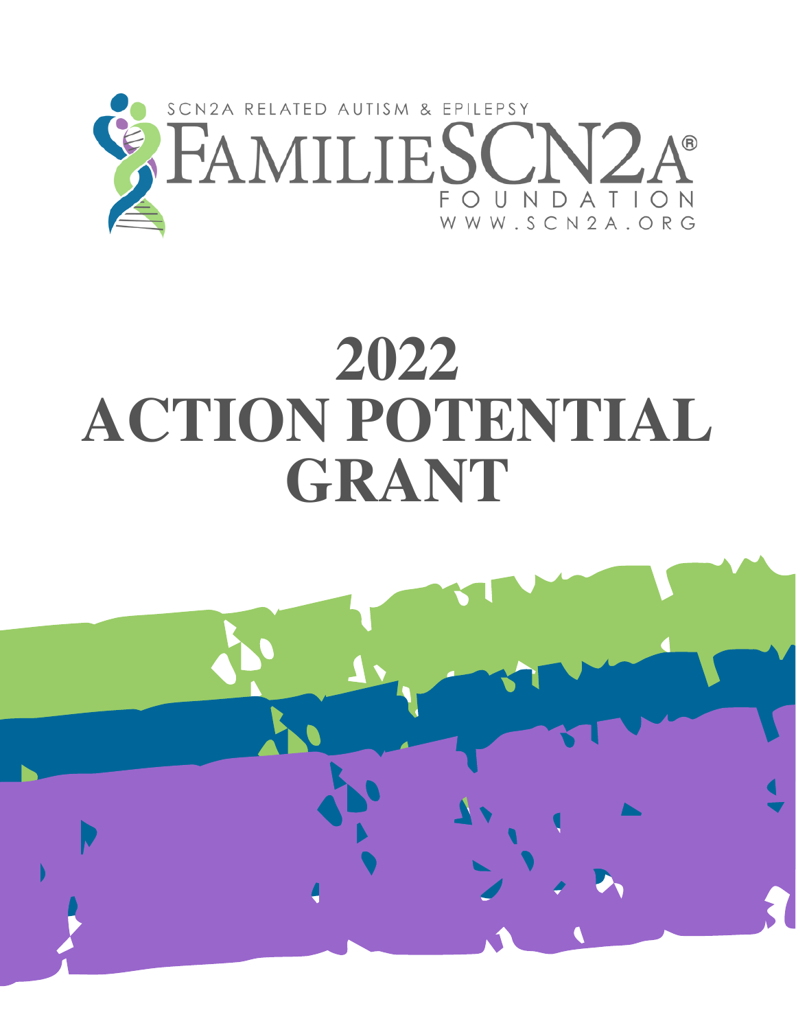SCN2A RELATED AUTISM & EPILEPSY

FAMILIESCN2A®

FOUNDATION

WWW.SCN2A.ORG

# 2022 ACTION POTENTIAL GRANT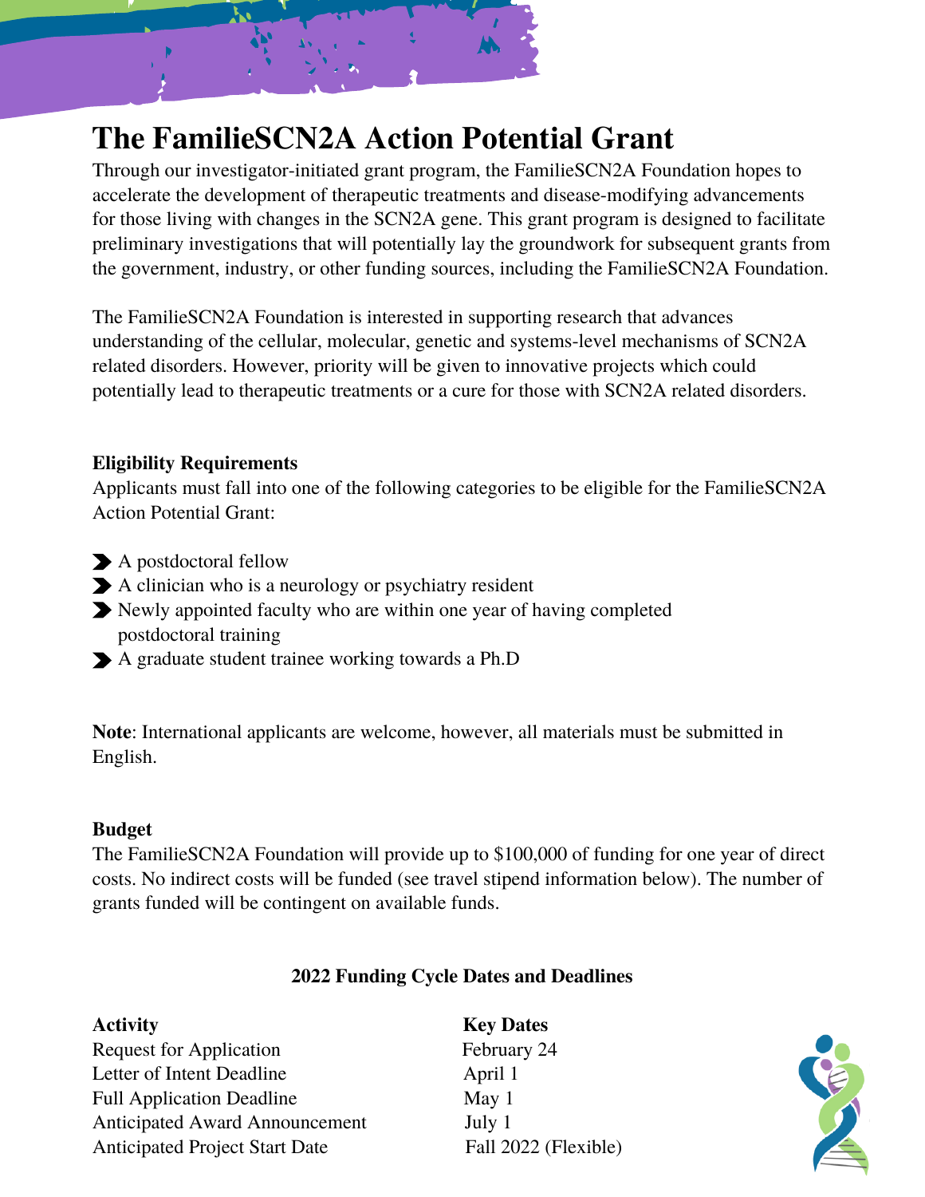# The FamilieSCN2A Action Potential Grant

Through our investigator-initiated grant program, the FamilieSCN2A Foundation hopes to accelerate the development of therapeutic treatments and disease-modifying advancements for those living with changes in the SCN2A gene. This grant program is designed to facilitate preliminary investigations that will potentially lay the groundwork for subsequent grants from the government, industry, or other funding sources, including the FamilieSCN2A Foundation.

The FamilieSCN2A Foundation is interested in supporting research that advances understanding of the cellular, molecular, genetic and systems-level mechanisms of SCN2A related disorders. However, priority will be given to innovative projects which could potentially lead to therapeutic treatments or a cure for those with SCN2A related disorders.

**Eligibility Requirements**

Applicants must fall into one of the following categories to be eligible for the FamilieSCN2A Action Potential Grant:

- A postdoctoral fellow
- A clinician who is a neurology or psychiatry resident
- Newly appointed faculty who are within one year of having completed postdoctoral training
- A graduate student trainee working towards a Ph.D

**Note**: International applicants are welcome, however, all materials must be submitted in English.

**Budget**

The FamilieSCN2A Foundation will provide up to $100,000 of funding for one year of direct costs. No indirect costs will be funded (see travel stipend information below). The number of grants funded will be contingent on available funds.

**2022 Funding Cycle Dates and Deadlines**

| Activity | Key Dates |
| --- | --- |
| Request for Application | February 24 |
| Letter of Intent Deadline | April 1 |
| Full Application Deadline | May 1 |
| Anticipated Award Announcement | July 1 |
| Anticipated Project Start Date | Fall 2022 (Flexible) |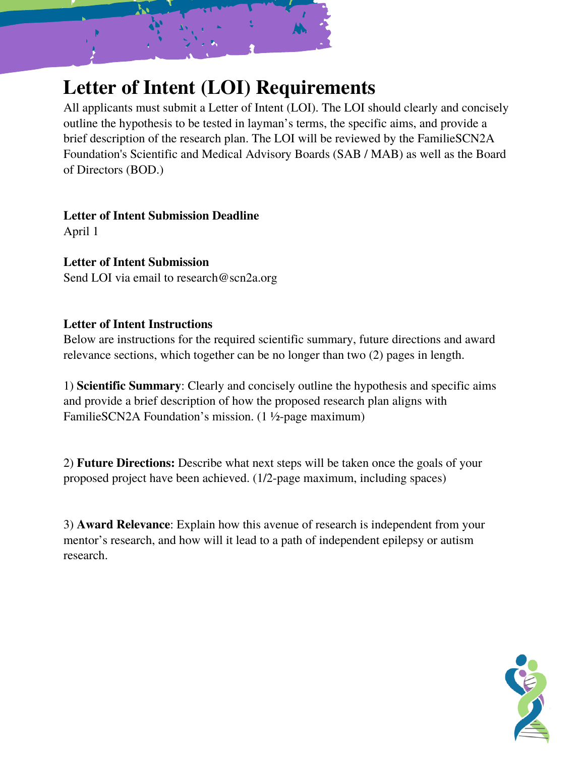# Letter of Intent (LOI) Requirements

All applicants must submit a Letter of Intent (LOI). The LOI should clearly and concisely outline the hypothesis to be tested in layman's terms, the specific aims, and provide a brief description of the research plan. The LOI will be reviewed by the FamilieSCN2A Foundation's Scientific and Medical Advisory Boards (SAB / MAB) as well as the Board of Directors (BOD.)

**Letter of Intent Submission Deadline**
April 1

**Letter of Intent Submission**
Send LOI via email to research@scn2a.org

**Letter of Intent Instructions**
Below are instructions for the required scientific summary, future directions and award relevance sections, which together can be no longer than two (2) pages in length.

1) **Scientific Summary**: Clearly and concisely outline the hypothesis and specific aims and provide a brief description of how the proposed research plan aligns with FamilieSCN2A Foundation's mission. (1 ½-page maximum)

2) **Future Directions:** Describe what next steps will be taken once the goals of your proposed project have been achieved. (1/2-page maximum, including spaces)

3) **Award Relevance**: Explain how this avenue of research is independent from your mentor's research, and how will it lead to a path of independent epilepsy or autism research.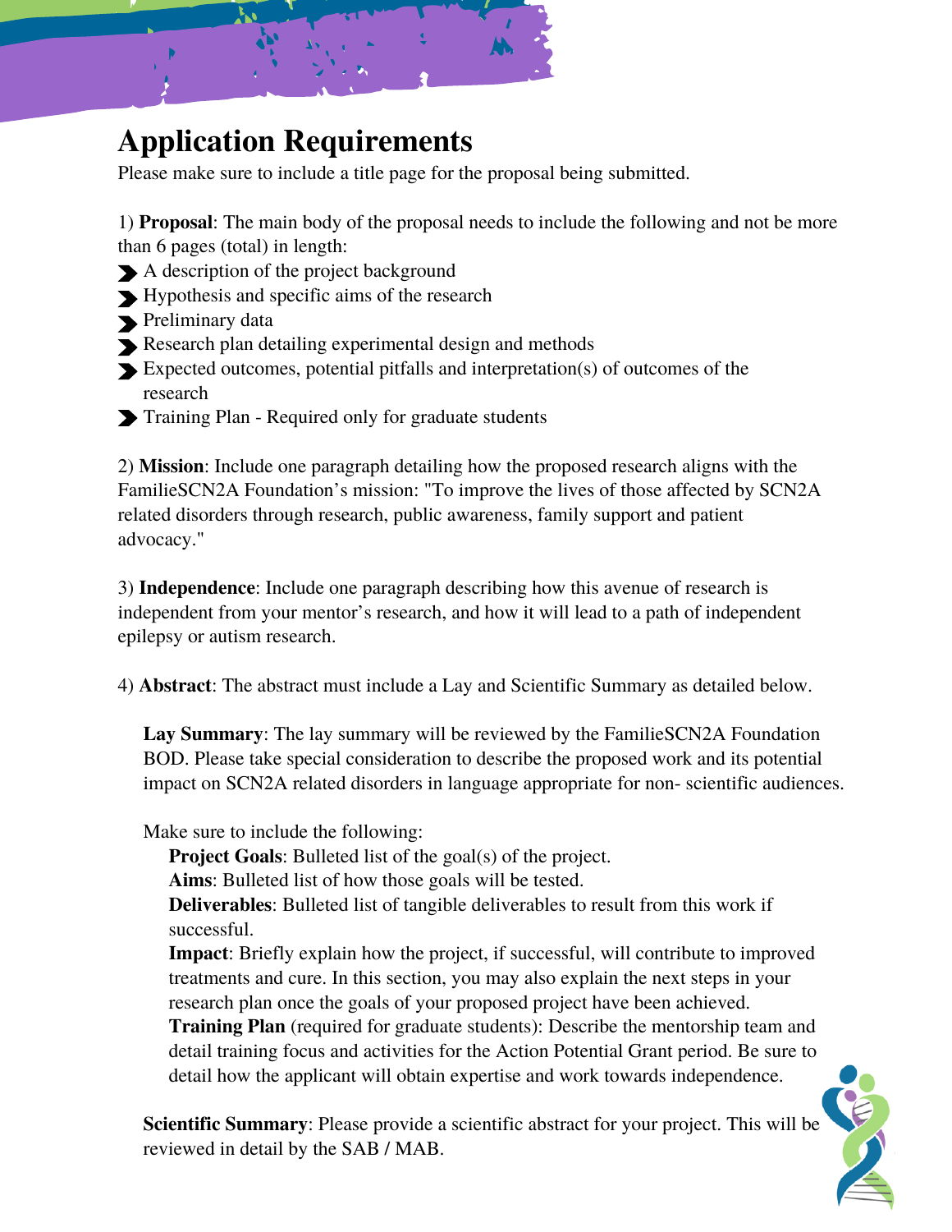# Application Requirements

Please make sure to include a title page for the proposal being submitted.

1) **Proposal**: The main body of the proposal needs to include the following and not be more than 6 pages (total) in length:

- A description of the project background
- Hypothesis and specific aims of the research
- Preliminary data
- Research plan detailing experimental design and methods
- Expected outcomes, potential pitfalls and interpretation(s) of outcomes of the research
- Training Plan - Required only for graduate students

2) **Mission**: Include one paragraph detailing how the proposed research aligns with the FamilieSCN2A Foundation's mission: "To improve the lives of those affected by SCN2A related disorders through research, public awareness, family support and patient advocacy."

3) **Independence**: Include one paragraph describing how this avenue of research is independent from your mentor's research, and how it will lead to a path of independent epilepsy or autism research.

4) **Abstract**: The abstract must include a Lay and Scientific Summary as detailed below.

**Lay Summary**: The lay summary will be reviewed by the FamilieSCN2A Foundation BOD. Please take special consideration to describe the proposed work and its potential impact on SCN2A related disorders in language appropriate for non- scientific audiences.

Make sure to include the following:

**Project Goals**: Bulleted list of the goal(s) of the project.
**Aims**: Bulleted list of how those goals will be tested.
**Deliverables**: Bulleted list of tangible deliverables to result from this work if successful.
**Impact**: Briefly explain how the project, if successful, will contribute to improved treatments and cure. In this section, you may also explain the next steps in your research plan once the goals of your proposed project have been achieved.
**Training Plan** (required for graduate students): Describe the mentorship team and detail training focus and activities for the Action Potential Grant period. Be sure to detail how the applicant will obtain expertise and work towards independence.

**Scientific Summary**: Please provide a scientific abstract for your project. This will be reviewed in detail by the SAB / MAB.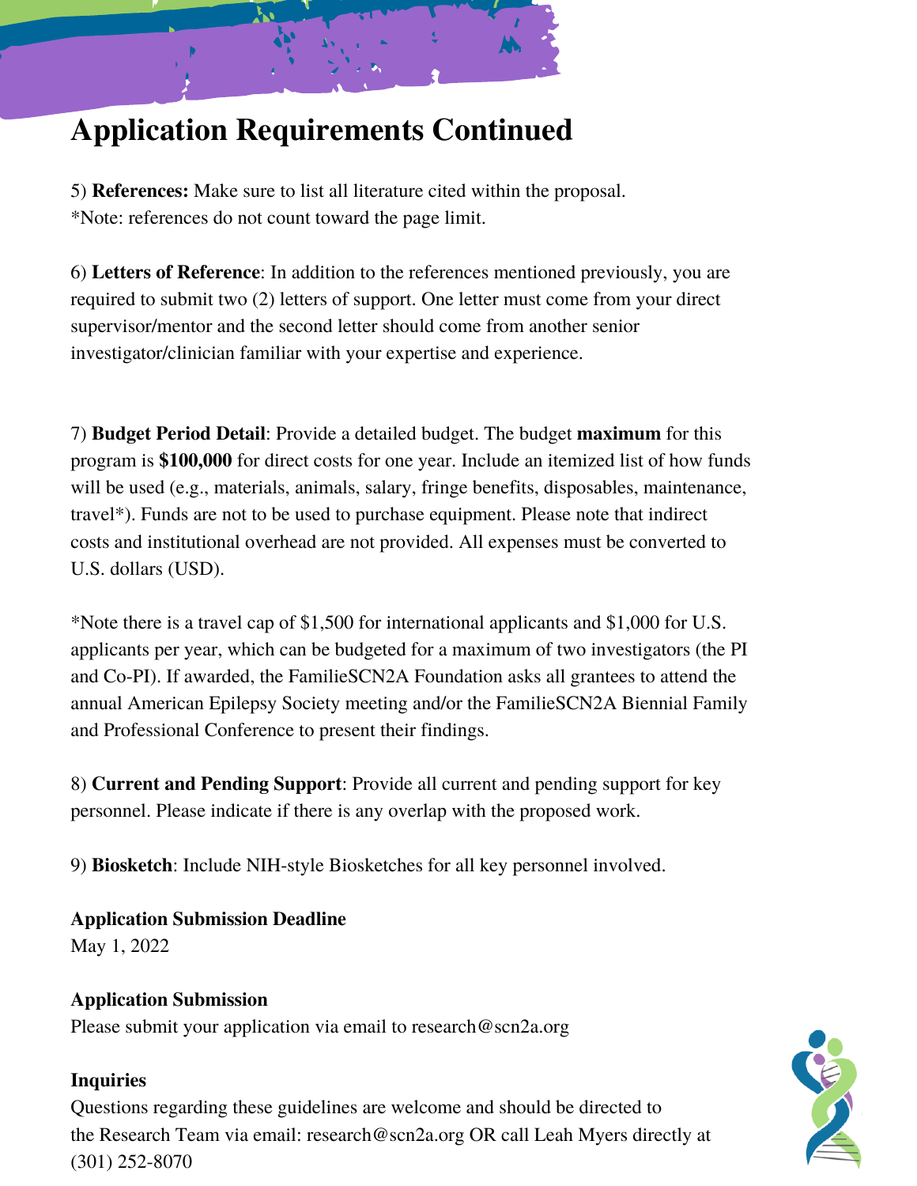# Application Requirements Continued

5) **References:** Make sure to list all literature cited within the proposal.
*Note: references do not count toward the page limit.

6) **Letters of Reference**: In addition to the references mentioned previously, you are required to submit two (2) letters of support. One letter must come from your direct supervisor/mentor and the second letter should come from another senior investigator/clinician familiar with your expertise and experience.

7) **Budget Period Detail**: Provide a detailed budget. The budget **maximum** for this program is **$100,000** for direct costs for one year. Include an itemized list of how funds will be used (e.g., materials, animals, salary, fringe benefits, disposables, maintenance, travel*). Funds are not to be used to purchase equipment. Please note that indirect costs and institutional overhead are not provided. All expenses must be converted to U.S. dollars (USD).

*Note there is a travel cap of $1,500 for international applicants and $1,000 for U.S. applicants per year, which can be budgeted for a maximum of two investigators (the PI and Co-PI). If awarded, the FamilieSCN2A Foundation asks all grantees to attend the annual American Epilepsy Society meeting and/or the FamilieSCN2A Biennial Family and Professional Conference to present their findings.

8) **Current and Pending Support**: Provide all current and pending support for key personnel. Please indicate if there is any overlap with the proposed work.

9) **Biosketch**: Include NIH-style Biosketches for all key personnel involved.

**Application Submission Deadline**
May 1, 2022

**Application Submission**
Please submit your application via email to research@scn2a.org

**Inquiries**
Questions regarding these guidelines are welcome and should be directed to the Research Team via email: research@scn2a.org OR call Leah Myers directly at (301) 252-8070